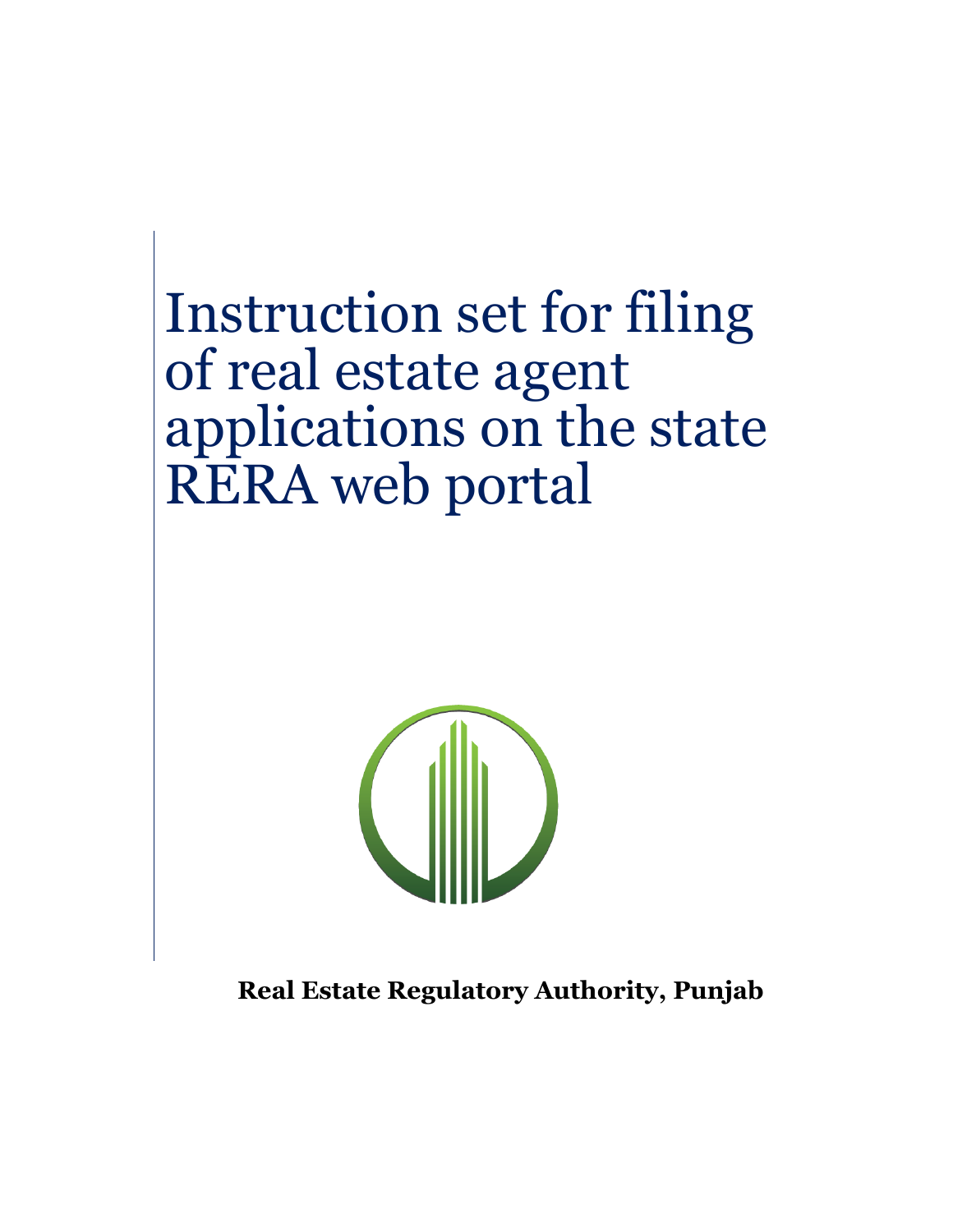# Instruction set for filing of real estate agent applications on the state RERA web portal

**Real Estate Regulatory Authority, Punjab**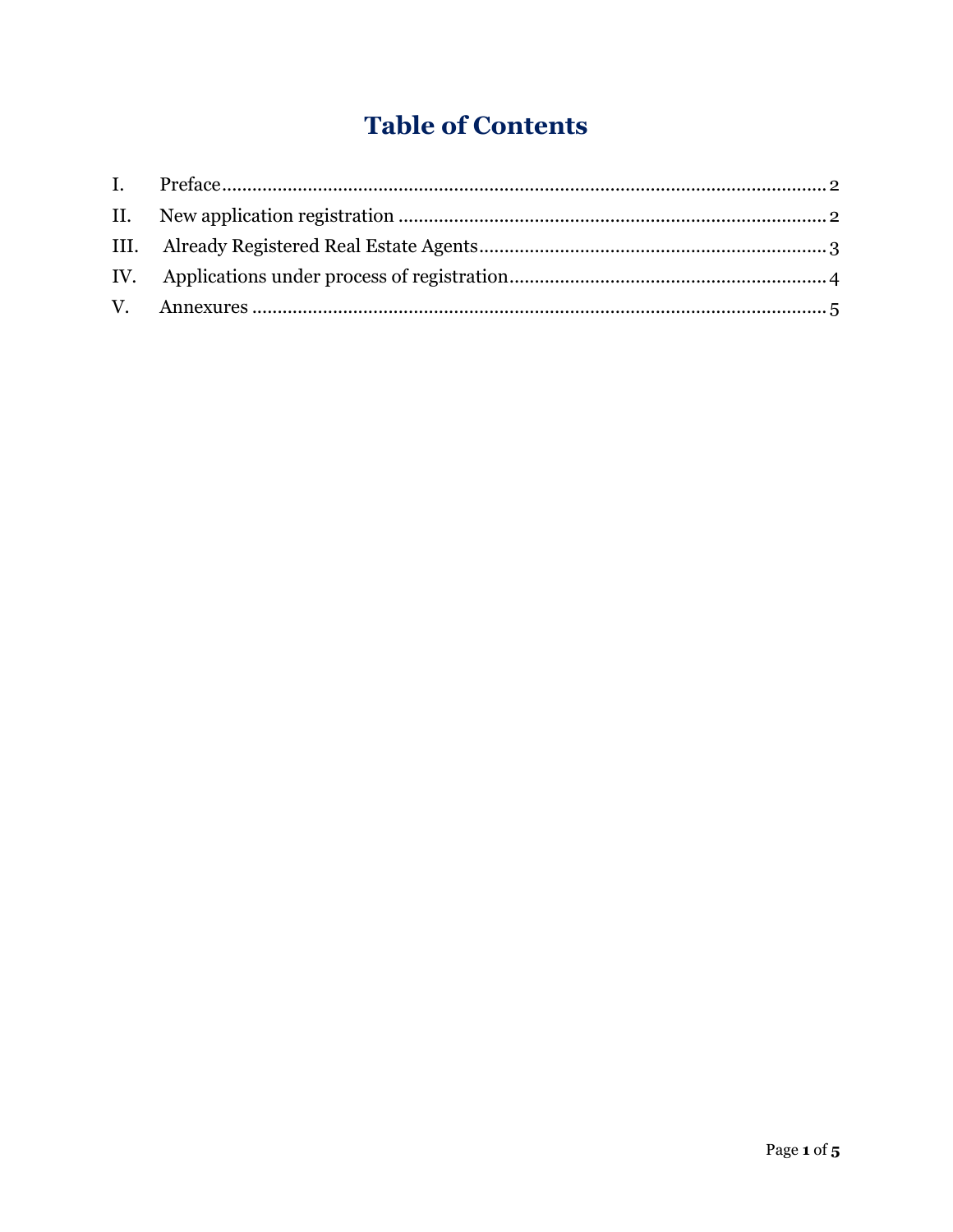# Table of Contents

| | | |
|---|---|---|
| I. | Preface | 2 |
| II. | New application registration | 2 |
| III. | Already Registered Real Estate Agents | 3 |
| IV. | Applications under process of registration | 4 |
| V. | Annexures | 5 |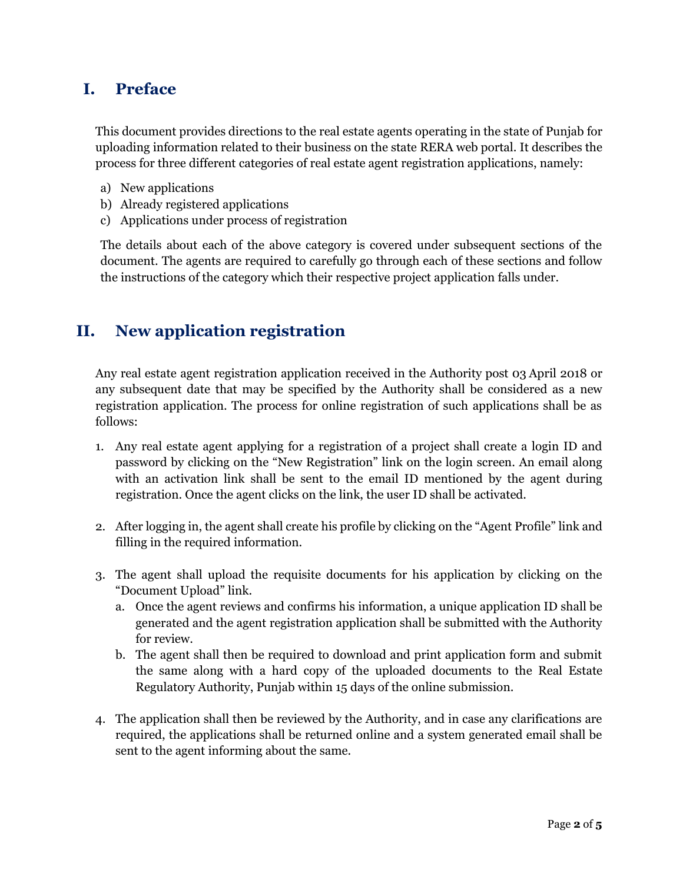## I. Preface

This document provides directions to the real estate agents operating in the state of Punjab for uploading information related to their business on the state RERA web portal. It describes the process for three different categories of real estate agent registration applications, namely:

a) New applications
b) Already registered applications
c) Applications under process of registration

The details about each of the above category is covered under subsequent sections of the document. The agents are required to carefully go through each of these sections and follow the instructions of the category which their respective project application falls under.

## II. New application registration

Any real estate agent registration application received in the Authority post 03 April 2018 or any subsequent date that may be specified by the Authority shall be considered as a new registration application. The process for online registration of such applications shall be as follows:

1. Any real estate agent applying for a registration of a project shall create a login ID and password by clicking on the "New Registration" link on the login screen. An email along with an activation link shall be sent to the email ID mentioned by the agent during registration. Once the agent clicks on the link, the user ID shall be activated.

2. After logging in, the agent shall create his profile by clicking on the "Agent Profile" link and filling in the required information.

3. The agent shall upload the requisite documents for his application by clicking on the "Document Upload" link.
   a. Once the agent reviews and confirms his information, a unique application ID shall be generated and the agent registration application shall be submitted with the Authority for review.
   b. The agent shall then be required to download and print application form and submit the same along with a hard copy of the uploaded documents to the Real Estate Regulatory Authority, Punjab within 15 days of the online submission.

4. The application shall then be reviewed by the Authority, and in case any clarifications are required, the applications shall be returned online and a system generated email shall be sent to the agent informing about the same.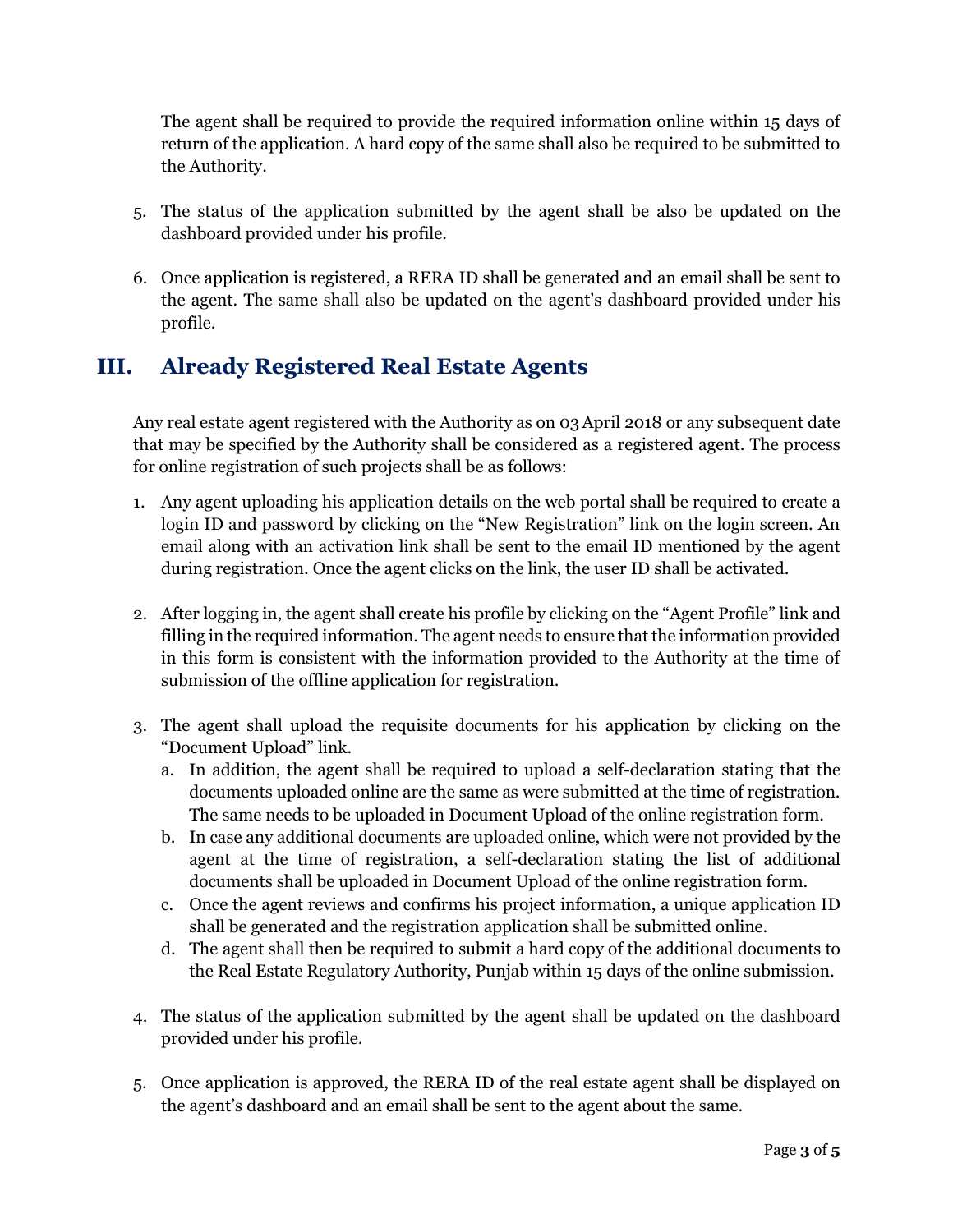The agent shall be required to provide the required information online within 15 days of return of the application. A hard copy of the same shall also be required to be submitted to the Authority.

5. The status of the application submitted by the agent shall be also be updated on the dashboard provided under his profile.

6. Once application is registered, a RERA ID shall be generated and an email shall be sent to the agent. The same shall also be updated on the agent's dashboard provided under his profile.

## III. Already Registered Real Estate Agents

Any real estate agent registered with the Authority as on 03 April 2018 or any subsequent date that may be specified by the Authority shall be considered as a registered agent. The process for online registration of such projects shall be as follows:

1. Any agent uploading his application details on the web portal shall be required to create a login ID and password by clicking on the "New Registration" link on the login screen. An email along with an activation link shall be sent to the email ID mentioned by the agent during registration. Once the agent clicks on the link, the user ID shall be activated.

2. After logging in, the agent shall create his profile by clicking on the "Agent Profile" link and filling in the required information. The agent needs to ensure that the information provided in this form is consistent with the information provided to the Authority at the time of submission of the offline application for registration.

3. The agent shall upload the requisite documents for his application by clicking on the "Document Upload" link.
   a. In addition, the agent shall be required to upload a self-declaration stating that the documents uploaded online are the same as were submitted at the time of registration. The same needs to be uploaded in Document Upload of the online registration form.
   b. In case any additional documents are uploaded online, which were not provided by the agent at the time of registration, a self-declaration stating the list of additional documents shall be uploaded in Document Upload of the online registration form.
   c. Once the agent reviews and confirms his project information, a unique application ID shall be generated and the registration application shall be submitted online.
   d. The agent shall then be required to submit a hard copy of the additional documents to the Real Estate Regulatory Authority, Punjab within 15 days of the online submission.

4. The status of the application submitted by the agent shall be updated on the dashboard provided under his profile.

5. Once application is approved, the RERA ID of the real estate agent shall be displayed on the agent's dashboard and an email shall be sent to the agent about the same.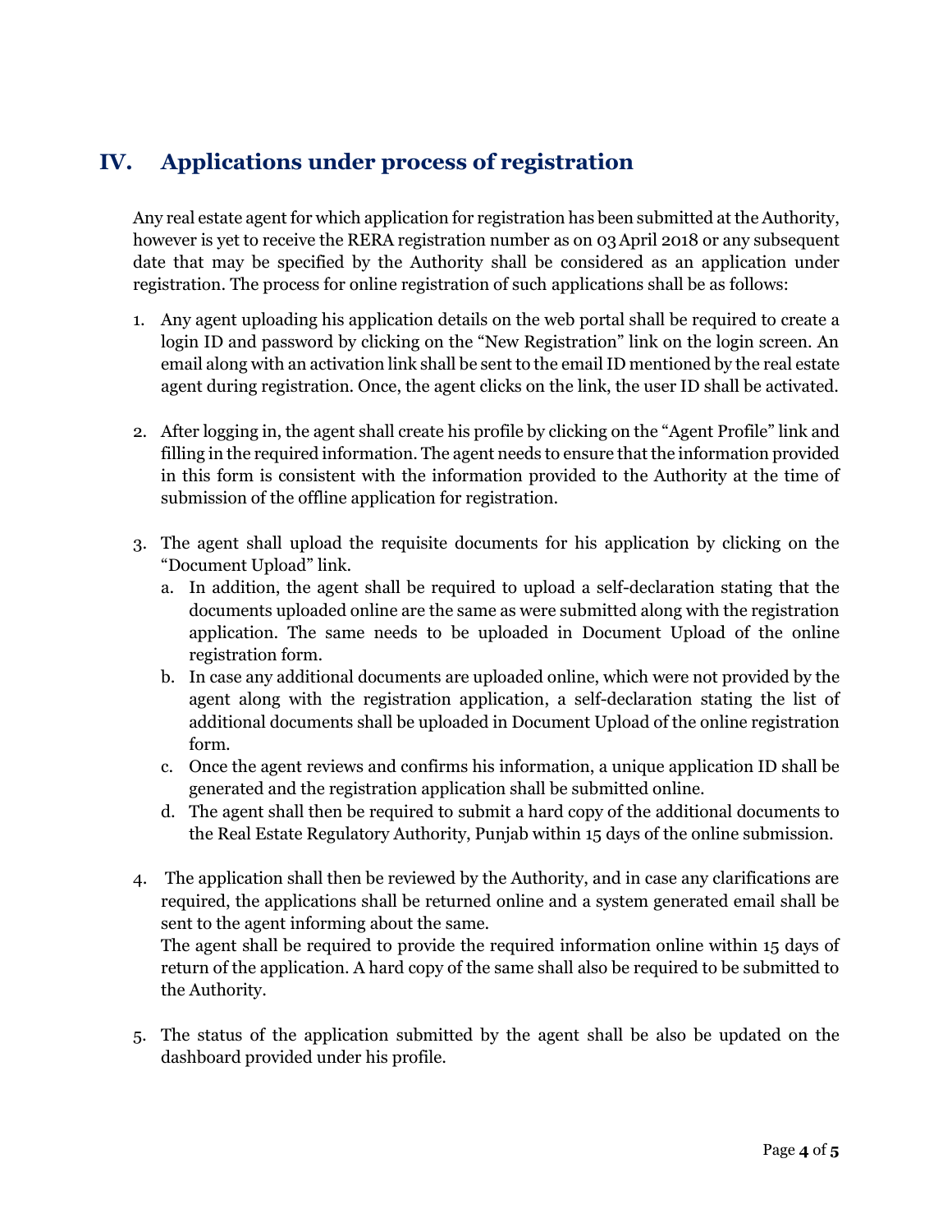## IV. Applications under process of registration

Any real estate agent for which application for registration has been submitted at the Authority, however is yet to receive the RERA registration number as on 03 April 2018 or any subsequent date that may be specified by the Authority shall be considered as an application under registration. The process for online registration of such applications shall be as follows:

1. Any agent uploading his application details on the web portal shall be required to create a login ID and password by clicking on the "New Registration" link on the login screen. An email along with an activation link shall be sent to the email ID mentioned by the real estate agent during registration. Once, the agent clicks on the link, the user ID shall be activated.

2. After logging in, the agent shall create his profile by clicking on the "Agent Profile" link and filling in the required information. The agent needs to ensure that the information provided in this form is consistent with the information provided to the Authority at the time of submission of the offline application for registration.

3. The agent shall upload the requisite documents for his application by clicking on the "Document Upload" link.
   a. In addition, the agent shall be required to upload a self-declaration stating that the documents uploaded online are the same as were submitted along with the registration application. The same needs to be uploaded in Document Upload of the online registration form.
   b. In case any additional documents are uploaded online, which were not provided by the agent along with the registration application, a self-declaration stating the list of additional documents shall be uploaded in Document Upload of the online registration form.
   c. Once the agent reviews and confirms his information, a unique application ID shall be generated and the registration application shall be submitted online.
   d. The agent shall then be required to submit a hard copy of the additional documents to the Real Estate Regulatory Authority, Punjab within 15 days of the online submission.

4. The application shall then be reviewed by the Authority, and in case any clarifications are required, the applications shall be returned online and a system generated email shall be sent to the agent informing about the same.
   The agent shall be required to provide the required information online within 15 days of return of the application. A hard copy of the same shall also be required to be submitted to the Authority.

5. The status of the application submitted by the agent shall be also be updated on the dashboard provided under his profile.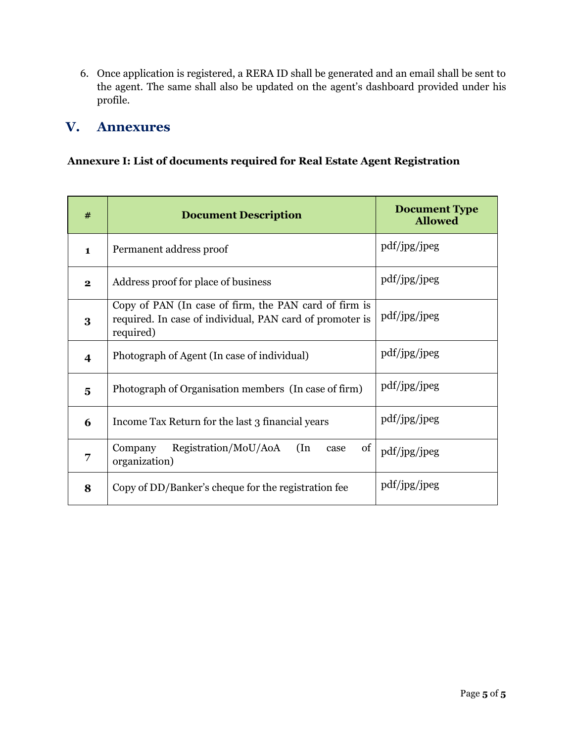6. Once application is registered, a RERA ID shall be generated and an email shall be sent to the agent. The same shall also be updated on the agent's dashboard provided under his profile.

## V. Annexures

**Annexure I: List of documents required for Real Estate Agent Registration**

| # | Document Description | Document Type Allowed |
|---|---|---|
| **1** | Permanent address proof | pdf/jpg/jpeg |
| **2** | Address proof for place of business | pdf/jpg/jpeg |
| **3** | Copy of PAN (In case of firm, the PAN card of firm is required. In case of individual, PAN card of promoter is required) | pdf/jpg/jpeg |
| **4** | Photograph of Agent (In case of individual) | pdf/jpg/jpeg |
| **5** | Photograph of Organisation members (In case of firm) | pdf/jpg/jpeg |
| **6** | Income Tax Return for the last 3 financial years | pdf/jpg/jpeg |
| **7** | Company Registration/MoU/AoA (In case of organization) | pdf/jpg/jpeg |
| **8** | Copy of DD/Banker's cheque for the registration fee | pdf/jpg/jpeg |